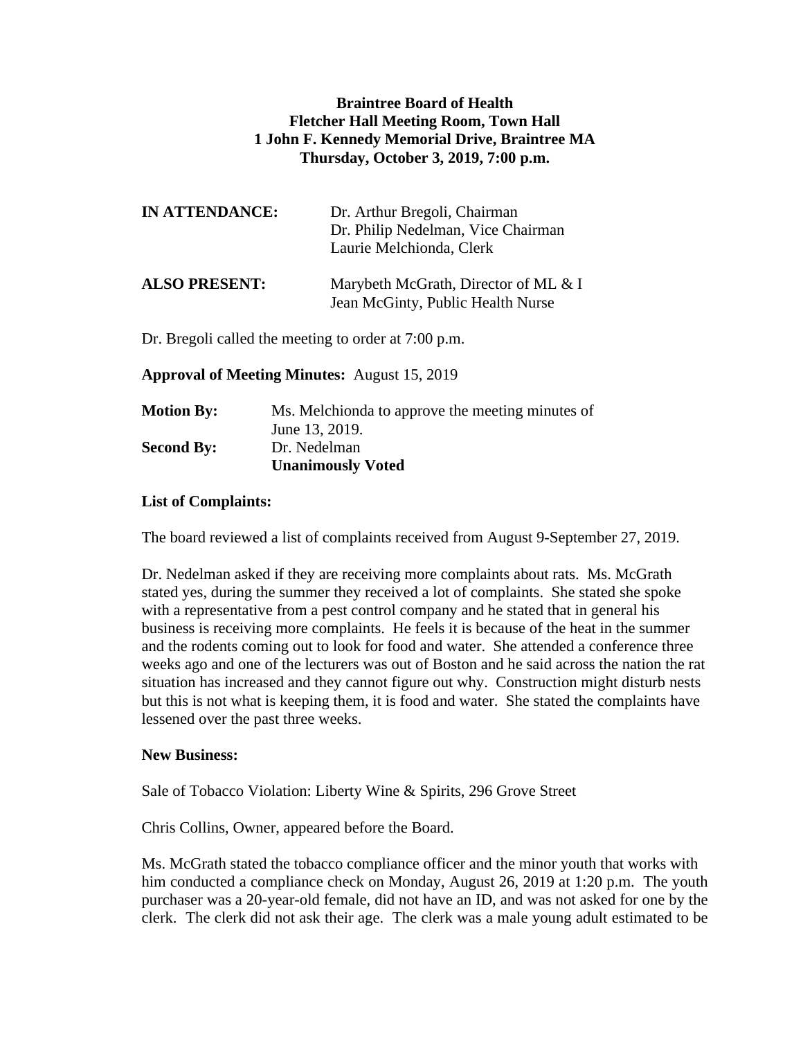**Braintree Board of Health**
**Fletcher Hall Meeting Room, Town Hall**
**1 John F. Kennedy Memorial Drive, Braintree MA**
**Thursday, October 3, 2019, 7:00 p.m.**

| | |
|---|---|
| **IN ATTENDANCE:** | Dr. Arthur Bregoli, Chairman<br>Dr. Philip Nedelman, Vice Chairman<br>Laurie Melchionda, Clerk |
| **ALSO PRESENT:** | Marybeth McGrath, Director of ML & I<br>Jean McGinty, Public Health Nurse |

Dr. Bregoli called the meeting to order at 7:00 p.m.

**Approval of Meeting Minutes:** August 15, 2019

| | |
|---|---|
| **Motion By:** | Ms. Melchionda to approve the meeting minutes of June 13, 2019. |
| **Second By:** | Dr. Nedelman |
| | **Unanimously Voted** |

**List of Complaints:**

The board reviewed a list of complaints received from August 9-September 27, 2019.

Dr. Nedelman asked if they are receiving more complaints about rats. Ms. McGrath stated yes, during the summer they received a lot of complaints. She stated she spoke with a representative from a pest control company and he stated that in general his business is receiving more complaints. He feels it is because of the heat in the summer and the rodents coming out to look for food and water. She attended a conference three weeks ago and one of the lecturers was out of Boston and he said across the nation the rat situation has increased and they cannot figure out why. Construction might disturb nests but this is not what is keeping them, it is food and water. She stated the complaints have lessened over the past three weeks.

**New Business:**

Sale of Tobacco Violation: Liberty Wine & Spirits, 296 Grove Street

Chris Collins, Owner, appeared before the Board.

Ms. McGrath stated the tobacco compliance officer and the minor youth that works with him conducted a compliance check on Monday, August 26, 2019 at 1:20 p.m. The youth purchaser was a 20-year-old female, did not have an ID, and was not asked for one by the clerk. The clerk did not ask their age. The clerk was a male young adult estimated to be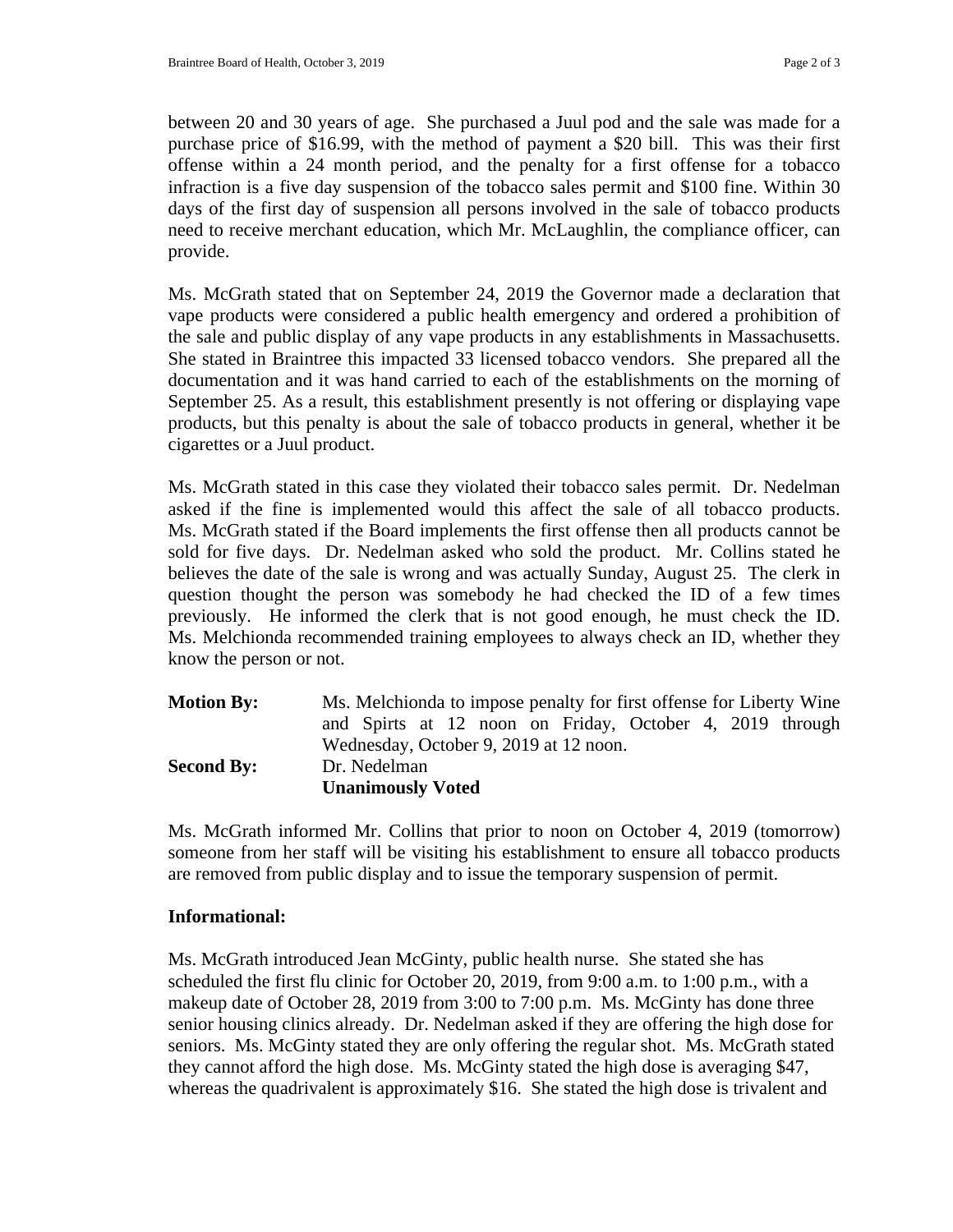between 20 and 30 years of age. She purchased a Juul pod and the sale was made for a purchase price of $16.99, with the method of payment a $20 bill. This was their first offense within a 24 month period, and the penalty for a first offense for a tobacco infraction is a five day suspension of the tobacco sales permit and $100 fine. Within 30 days of the first day of suspension all persons involved in the sale of tobacco products need to receive merchant education, which Mr. McLaughlin, the compliance officer, can provide.

Ms. McGrath stated that on September 24, 2019 the Governor made a declaration that vape products were considered a public health emergency and ordered a prohibition of the sale and public display of any vape products in any establishments in Massachusetts. She stated in Braintree this impacted 33 licensed tobacco vendors. She prepared all the documentation and it was hand carried to each of the establishments on the morning of September 25. As a result, this establishment presently is not offering or displaying vape products, but this penalty is about the sale of tobacco products in general, whether it be cigarettes or a Juul product.

Ms. McGrath stated in this case they violated their tobacco sales permit. Dr. Nedelman asked if the fine is implemented would this affect the sale of all tobacco products. Ms. McGrath stated if the Board implements the first offense then all products cannot be sold for five days. Dr. Nedelman asked who sold the product. Mr. Collins stated he believes the date of the sale is wrong and was actually Sunday, August 25. The clerk in question thought the person was somebody he had checked the ID of a few times previously. He informed the clerk that is not good enough, he must check the ID. Ms. Melchionda recommended training employees to always check an ID, whether they know the person or not.

**Motion By:** Ms. Melchionda to impose penalty for first offense for Liberty Wine and Spirts at 12 noon on Friday, October 4, 2019 through Wednesday, October 9, 2019 at 12 noon.
**Second By:** Dr. Nedelman
**Unanimously Voted**

Ms. McGrath informed Mr. Collins that prior to noon on October 4, 2019 (tomorrow) someone from her staff will be visiting his establishment to ensure all tobacco products are removed from public display and to issue the temporary suspension of permit.

**Informational:**

Ms. McGrath introduced Jean McGinty, public health nurse. She stated she has scheduled the first flu clinic for October 20, 2019, from 9:00 a.m. to 1:00 p.m., with a makeup date of October 28, 2019 from 3:00 to 7:00 p.m. Ms. McGinty has done three senior housing clinics already. Dr. Nedelman asked if they are offering the high dose for seniors. Ms. McGinty stated they are only offering the regular shot. Ms. McGrath stated they cannot afford the high dose. Ms. McGinty stated the high dose is averaging $47, whereas the quadrivalent is approximately $16. She stated the high dose is trivalent and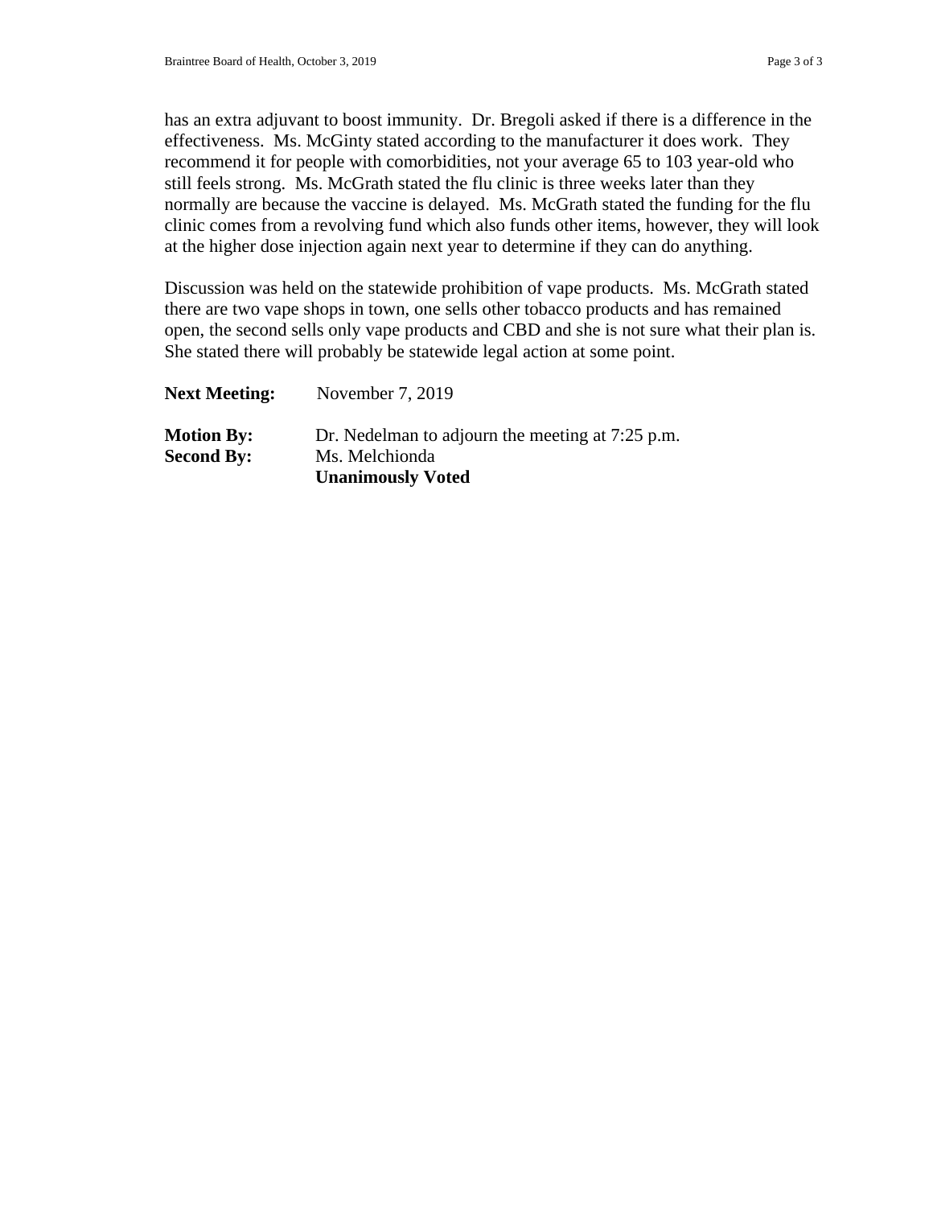has an extra adjuvant to boost immunity. Dr. Bregoli asked if there is a difference in the effectiveness. Ms. McGinty stated according to the manufacturer it does work. They recommend it for people with comorbidities, not your average 65 to 103 year-old who still feels strong. Ms. McGrath stated the flu clinic is three weeks later than they normally are because the vaccine is delayed. Ms. McGrath stated the funding for the flu clinic comes from a revolving fund which also funds other items, however, they will look at the higher dose injection again next year to determine if they can do anything.

Discussion was held on the statewide prohibition of vape products. Ms. McGrath stated there are two vape shops in town, one sells other tobacco products and has remained open, the second sells only vape products and CBD and she is not sure what their plan is. She stated there will probably be statewide legal action at some point.

**Next Meeting:** November 7, 2019

**Motion By:** Dr. Nedelman to adjourn the meeting at 7:25 p.m.
**Second By:** Ms. Melchionda
**Unanimously Voted**